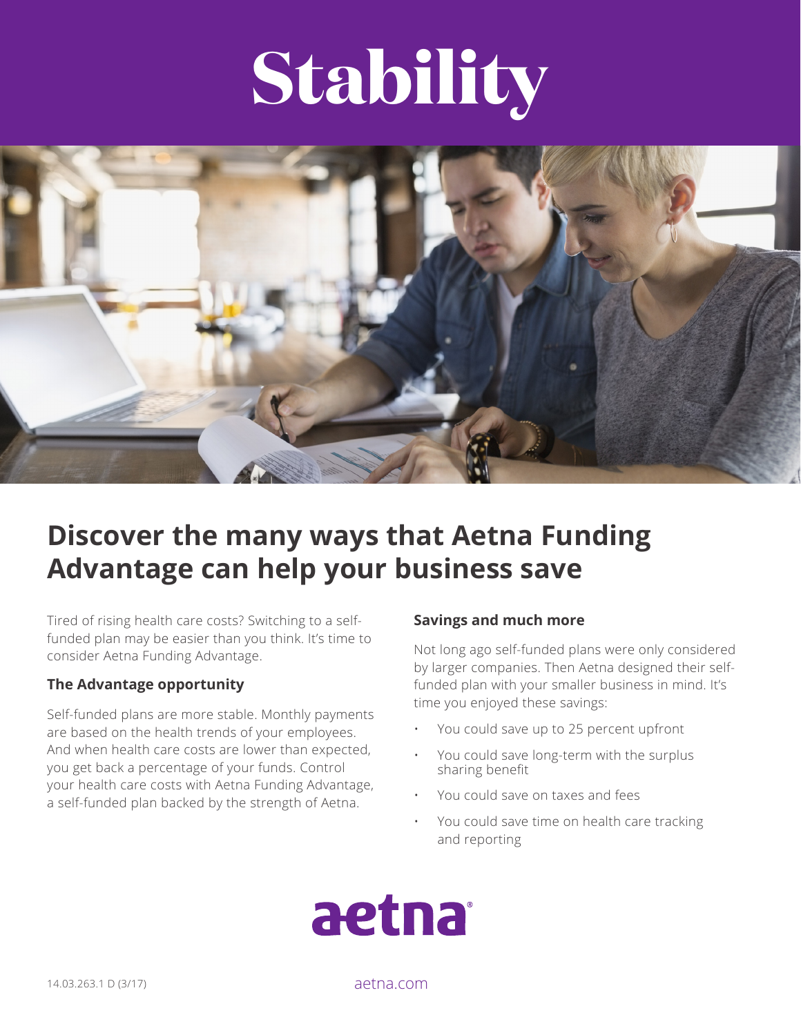# Stability

## Discover the many ways that Aetna Funding Advantage can help your business save

Tired of rising health care costs? Switching to a self-funded plan may be easier than you think. It's time to consider Aetna Funding Advantage.

### The Advantage opportunity

Self-funded plans are more stable. Monthly payments are based on the health trends of your employees. And when health care costs are lower than expected, you get back a percentage of your funds. Control your health care costs with Aetna Funding Advantage, a self-funded plan backed by the strength of Aetna.

### Savings and much more

Not long ago self-funded plans were only considered by larger companies. Then Aetna designed their self-funded plan with your smaller business in mind. It's time you enjoyed these savings:

- You could save up to 25 percent upfront
- You could save long-term with the surplus sharing benefit
- You could save on taxes and fees
- You could save time on health care tracking and reporting

aetna®

14.03.263.1 D (3/17)

aetna.com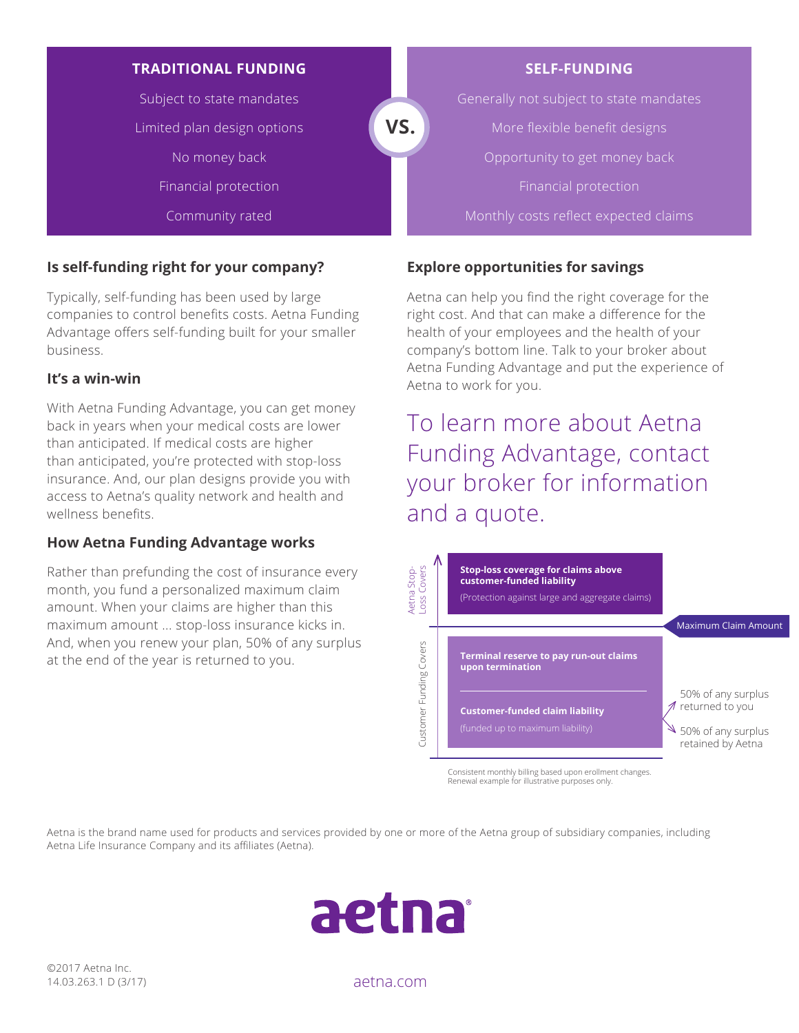| TRADITIONAL FUNDING | VS. | SELF-FUNDING |
|---|---|---|
| Subject to state mandates | | Generally not subject to state mandates |
| Limited plan design options | | More flexible benefit designs |
| No money back | | Opportunity to get money back |
| Financial protection | | Financial protection |
| Community rated | | Monthly costs reflect expected claims |

## Is self-funding right for your company?

Typically, self-funding has been used by large companies to control benefits costs. Aetna Funding Advantage offers self-funding built for your smaller business.

### It's a win-win

With Aetna Funding Advantage, you can get money back in years when your medical costs are lower than anticipated. If medical costs are higher than anticipated, you're protected with stop-loss insurance. And, our plan designs provide you with access to Aetna's quality network and health and wellness benefits.

## How Aetna Funding Advantage works

Rather than prefunding the cost of insurance every month, you fund a personalized maximum claim amount. When your claims are higher than this maximum amount ... stop-loss insurance kicks in. And, when you renew your plan, 50% of any surplus at the end of the year is returned to you.

## Explore opportunities for savings

Aetna can help you find the right coverage for the right cost. And that can make a difference for the health of your employees and the health of your company's bottom line. Talk to your broker about Aetna Funding Advantage and put the experience of Aetna to work for you.

To learn more about Aetna Funding Advantage, contact your broker for information and a quote.

Aetna Stop-Loss Covers

**Stop-loss coverage for claims above customer-funded liability**

(Protection against large and aggregate claims)

Maximum Claim Amount

Customer Funding Covers

**Terminal reserve to pay run-out claims upon termination**

**Customer-funded claim liability**

(funded up to maximum liability)

50% of any surplus returned to you

50% of any surplus retained by Aetna

Consistent monthly billing based upon enrollment changes.
Renewal example for illustrative purposes only.

Aetna is the brand name used for products and services provided by one or more of the Aetna group of subsidiary companies, including Aetna Life Insurance Company and its affiliates (Aetna).

aetna®

©2017 Aetna Inc.
14.03.263.1 D (3/17)

aetna.com